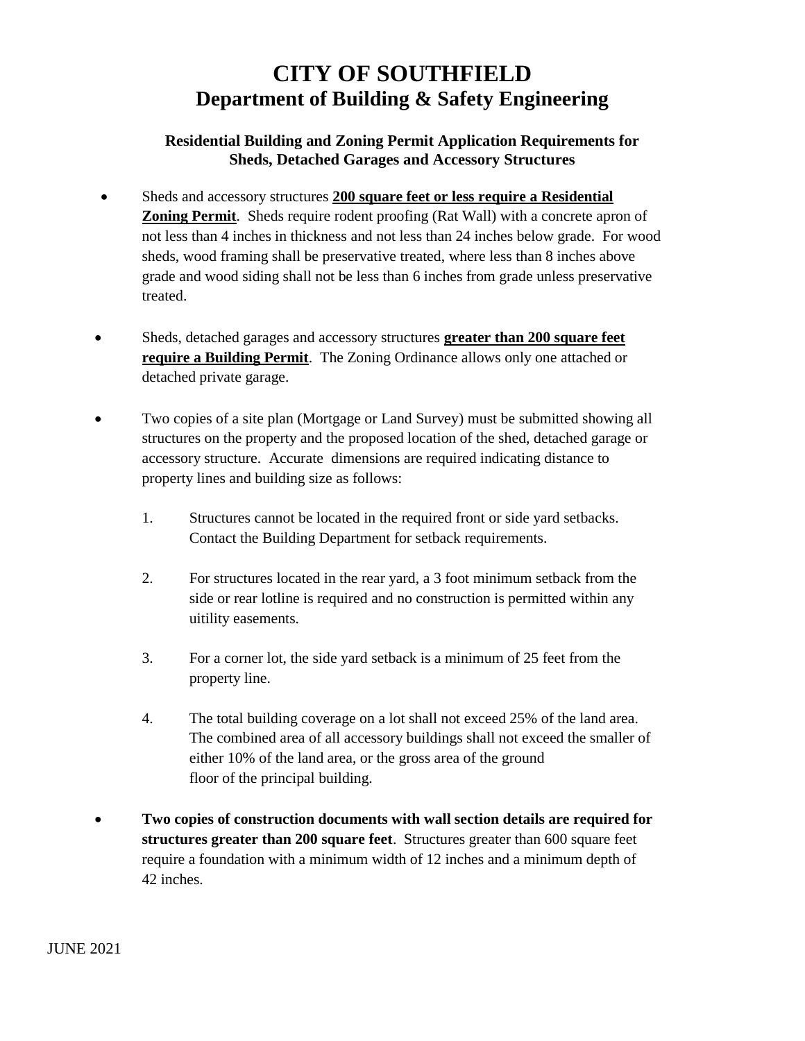# CITY OF SOUTHFIELD
## Department of Building & Safety Engineering

### Residential Building and Zoning Permit Application Requirements for Sheds, Detached Garages and Accessory Structures

- Sheds and accessory structures **200 square feet or less require a Residential Zoning Permit**. Sheds require rodent proofing (Rat Wall) with a concrete apron of not less than 4 inches in thickness and not less than 24 inches below grade. For wood sheds, wood framing shall be preservative treated, where less than 8 inches above grade and wood siding shall not be less than 6 inches from grade unless preservative treated.

- Sheds, detached garages and accessory structures **greater than 200 square feet require a Building Permit**. The Zoning Ordinance allows only one attached or detached private garage.

- Two copies of a site plan (Mortgage or Land Survey) must be submitted showing all structures on the property and the proposed location of the shed, detached garage or accessory structure. Accurate dimensions are required indicating distance to property lines and building size as follows:

  1. Structures cannot be located in the required front or side yard setbacks. Contact the Building Department for setback requirements.

  2. For structures located in the rear yard, a 3 foot minimum setback from the side or rear lotline is required and no construction is permitted within any uitility easements.

  3. For a corner lot, the side yard setback is a minimum of 25 feet from the property line.

  4. The total building coverage on a lot shall not exceed 25% of the land area. The combined area of all accessory buildings shall not exceed the smaller of either 10% of the land area, or the gross area of the ground floor of the principal building.

- **Two copies of construction documents with wall section details are required for structures greater than 200 square feet**. Structures greater than 600 square feet require a foundation with a minimum width of 12 inches and a minimum depth of 42 inches.

JUNE 2021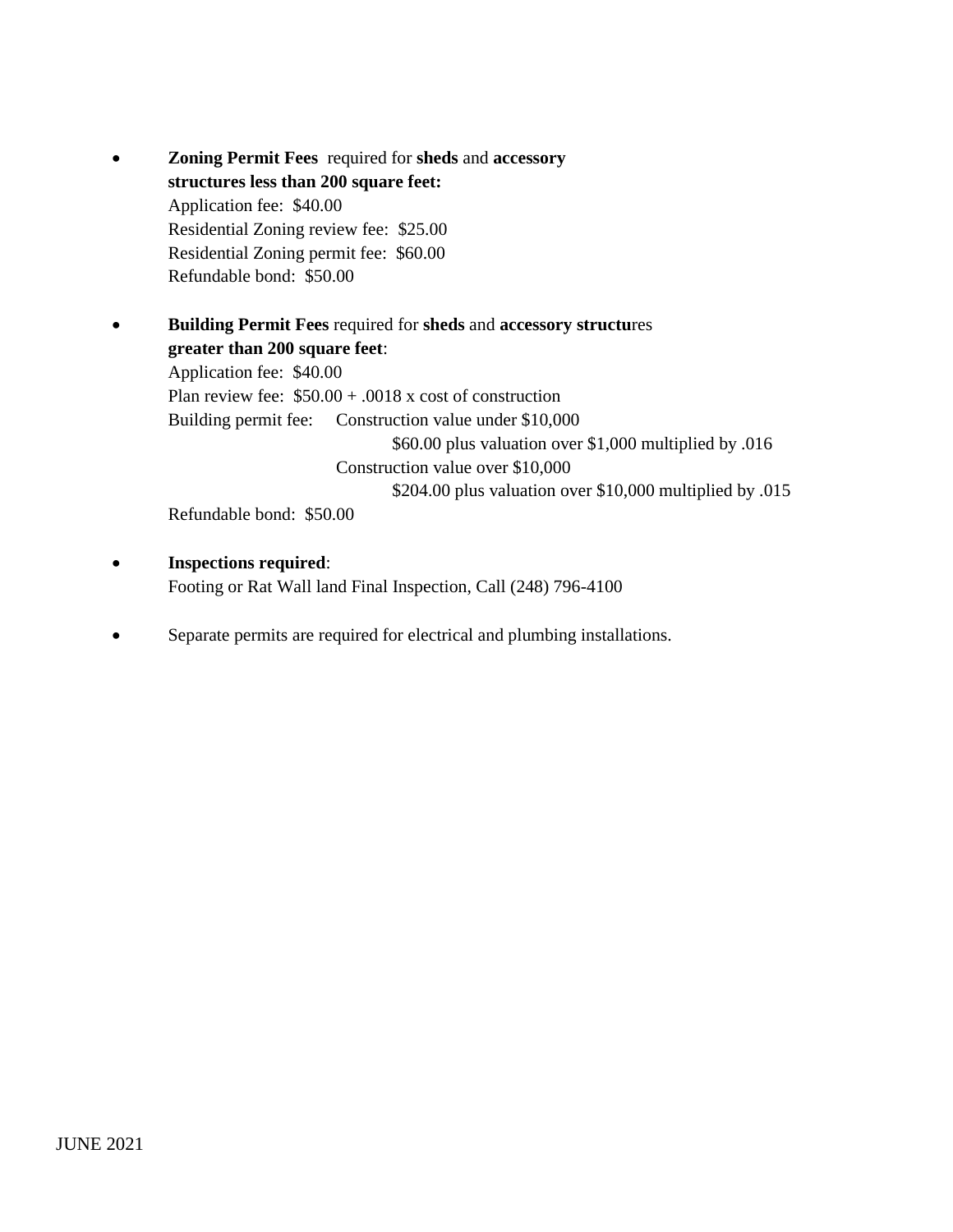- **Zoning Permit Fees** required for **sheds** and **accessory structures less than 200 square feet:**
  Application fee: $40.00
  Residential Zoning review fee: $25.00
  Residential Zoning permit fee: $60.00
  Refundable bond: $50.00

- **Building Permit Fees** required for **sheds** and **accessory structu**res **greater than 200 square feet**:
  Application fee: $40.00
  Plan review fee: $50.00 + .0018 x cost of construction
  Building permit fee: Construction value under $10,000
  $60.00 plus valuation over $1,000 multiplied by .016
  Construction value over $10,000
  $204.00 plus valuation over $10,000 multiplied by .015
  Refundable bond: $50.00

- **Inspections required**:
  Footing or Rat Wall land Final Inspection, Call (248) 796-4100

- Separate permits are required for electrical and plumbing installations.

JUNE 2021